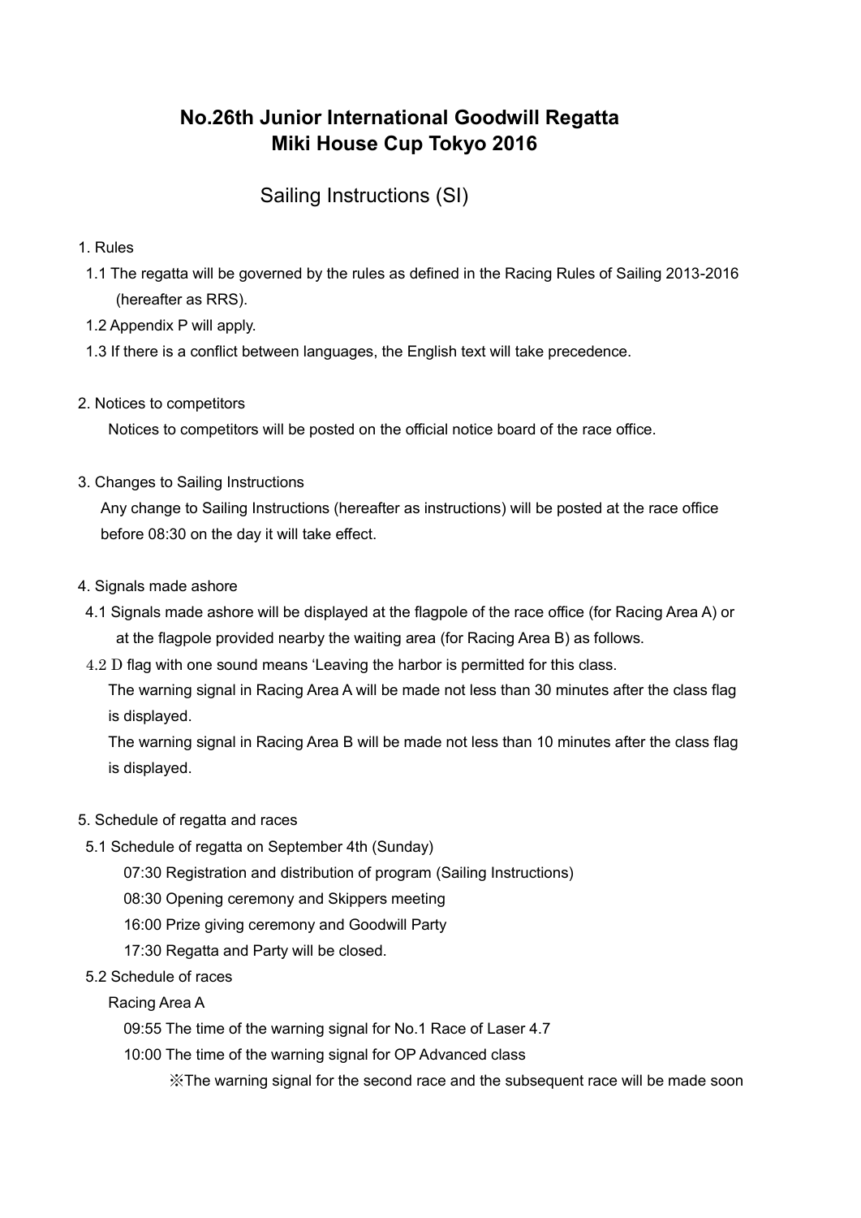# No.26th Junior International Goodwill Regatta
# Miki House Cup Tokyo 2016

## Sailing Instructions (SI)

1. Rules

 1.1 The regatta will be governed by the rules as defined in the Racing Rules of Sailing 2013-2016 (hereafter as RRS).

 1.2 Appendix P will apply.

 1.3 If there is a conflict between languages, the English text will take precedence.

2. Notices to competitors

 Notices to competitors will be posted on the official notice board of the race office.

3. Changes to Sailing Instructions

 Any change to Sailing Instructions (hereafter as instructions) will be posted at the race office before 08:30 on the day it will take effect.

4. Signals made ashore

 4.1 Signals made ashore will be displayed at the flagpole of the race office (for Racing Area A) or at the flagpole provided nearby the waiting area (for Racing Area B) as follows.

 4.2 D flag with one sound means 'Leaving the harbor is permitted for this class.

 The warning signal in Racing Area A will be made not less than 30 minutes after the class flag is displayed.

 The warning signal in Racing Area B will be made not less than 10 minutes after the class flag is displayed.

5. Schedule of regatta and races

 5.1 Schedule of regatta on September 4th (Sunday)

 07:30 Registration and distribution of program (Sailing Instructions)

 08:30 Opening ceremony and Skippers meeting

 16:00 Prize giving ceremony and Goodwill Party

 17:30 Regatta and Party will be closed.

 5.2 Schedule of races

 Racing Area A

 09:55 The time of the warning signal for No.1 Race of Laser 4.7

 10:00 The time of the warning signal for OP Advanced class

 ※The warning signal for the second race and the subsequent race will be made soon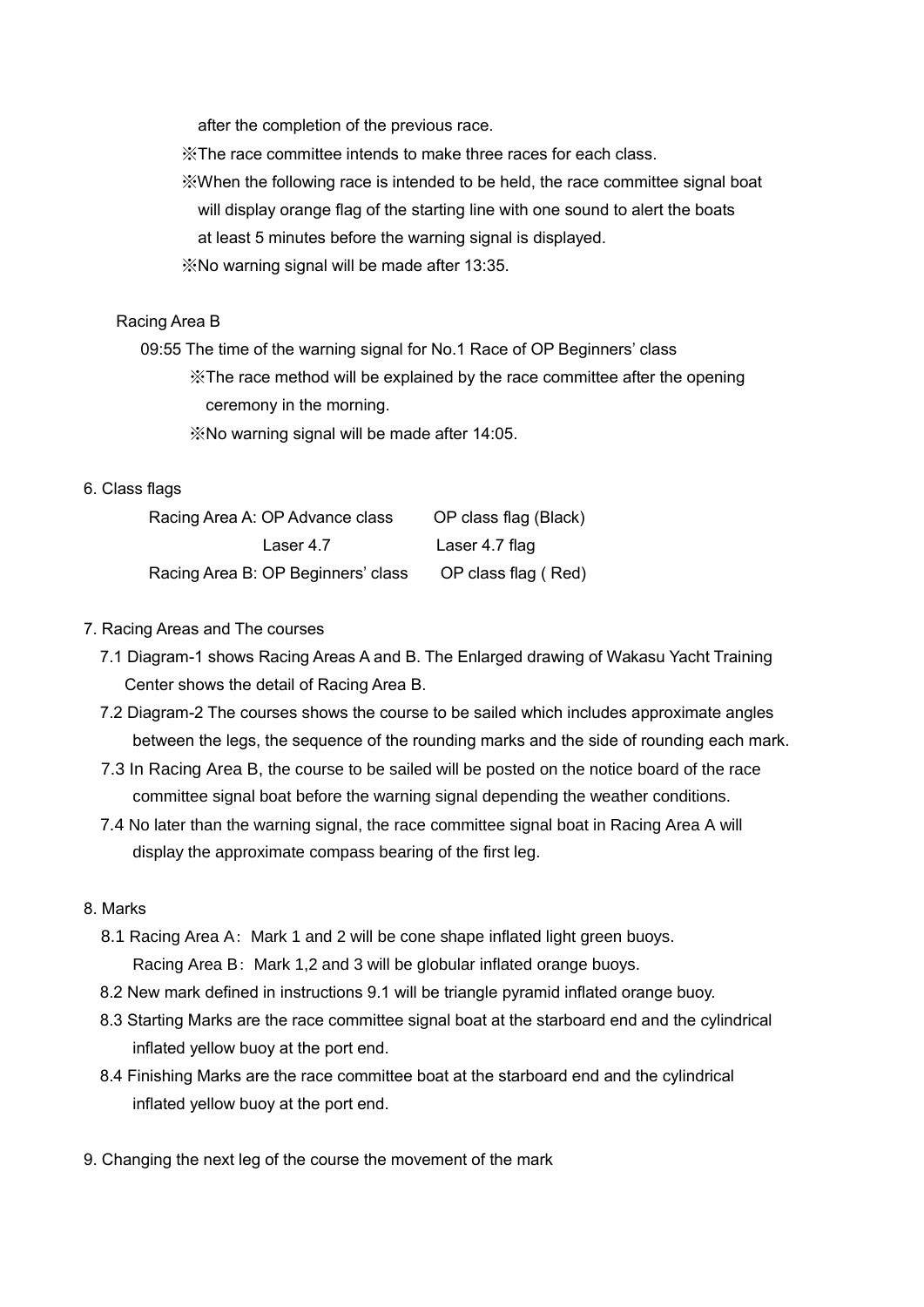after the completion of the previous race.

※The race committee intends to make three races for each class.

※When the following race is intended to be held, the race committee signal boat will display orange flag of the starting line with one sound to alert the boats at least 5 minutes before the warning signal is displayed.

※No warning signal will be made after 13:35.

Racing Area B

09:55 The time of the warning signal for No.1 Race of OP Beginners' class

※The race method will be explained by the race committee after the opening ceremony in the morning.

※No warning signal will be made after 14:05.

6. Class flags

| | |
|---|---|
| Racing Area A: OP Advance class | OP class flag (Black) |
| Laser 4.7 | Laser 4.7 flag |
| Racing Area B: OP Beginners' class | OP class flag ( Red) |

7. Racing Areas and The courses

7.1 Diagram-1 shows Racing Areas A and B. The Enlarged drawing of Wakasu Yacht Training Center shows the detail of Racing Area B.

7.2 Diagram-2 The courses shows the course to be sailed which includes approximate angles between the legs, the sequence of the rounding marks and the side of rounding each mark.

7.3 In Racing Area B, the course to be sailed will be posted on the notice board of the race committee signal boat before the warning signal depending the weather conditions.

7.4 No later than the warning signal, the race committee signal boat in Racing Area A will display the approximate compass bearing of the first leg.

8. Marks

8.1 Racing Area A：Mark 1 and 2 will be cone shape inflated light green buoys.
Racing Area B：Mark 1,2 and 3 will be globular inflated orange buoys.

8.2 New mark defined in instructions 9.1 will be triangle pyramid inflated orange buoy.

8.3 Starting Marks are the race committee signal boat at the starboard end and the cylindrical inflated yellow buoy at the port end.

8.4 Finishing Marks are the race committee boat at the starboard end and the cylindrical inflated yellow buoy at the port end.

9. Changing the next leg of the course the movement of the mark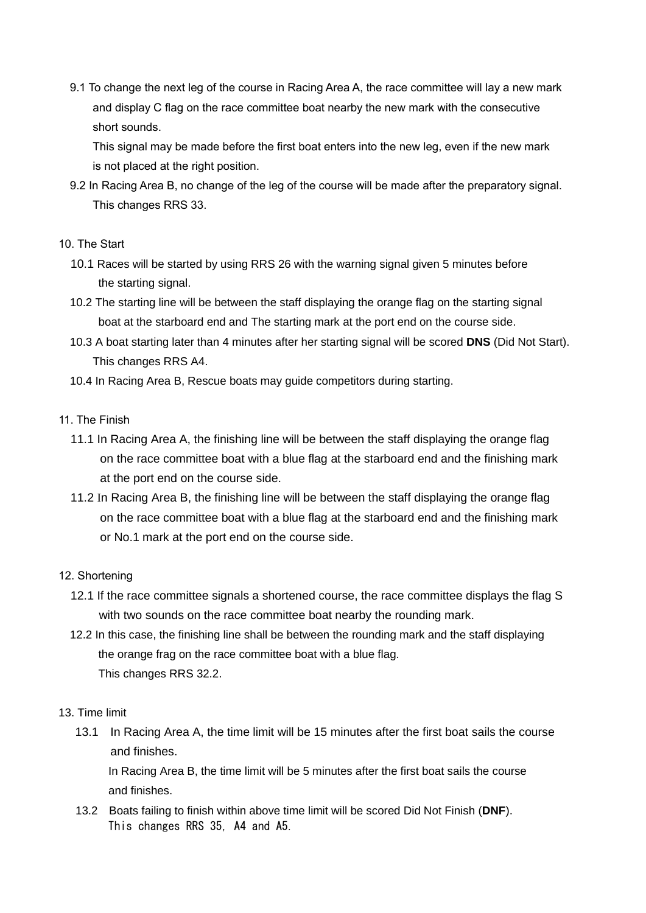9.1 To change the next leg of the course in Racing Area A, the race committee will lay a new mark and display C flag on the race committee boat nearby the new mark with the consecutive short sounds.

This signal may be made before the first boat enters into the new leg, even if the new mark is not placed at the right position.

9.2 In Racing Area B, no change of the leg of the course will be made after the preparatory signal. This changes RRS 33.

10. The Start

10.1 Races will be started by using RRS 26 with the warning signal given 5 minutes before the starting signal.

10.2 The starting line will be between the staff displaying the orange flag on the starting signal boat at the starboard end and The starting mark at the port end on the course side.

10.3 A boat starting later than 4 minutes after her starting signal will be scored **DNS** (Did Not Start). This changes RRS A4.

10.4 In Racing Area B, Rescue boats may guide competitors during starting.

11. The Finish

11.1 In Racing Area A, the finishing line will be between the staff displaying the orange flag on the race committee boat with a blue flag at the starboard end and the finishing mark at the port end on the course side.

11.2 In Racing Area B, the finishing line will be between the staff displaying the orange flag on the race committee boat with a blue flag at the starboard end and the finishing mark or No.1 mark at the port end on the course side.

12. Shortening

12.1 If the race committee signals a shortened course, the race committee displays the flag S with two sounds on the race committee boat nearby the rounding mark.

12.2 In this case, the finishing line shall be between the rounding mark and the staff displaying the orange frag on the race committee boat with a blue flag.
This changes RRS 32.2.

13. Time limit

13.1 In Racing Area A, the time limit will be 15 minutes after the first boat sails the course and finishes.
In Racing Area B, the time limit will be 5 minutes after the first boat sails the course and finishes.

13.2 Boats failing to finish within above time limit will be scored Did Not Finish (**DNF**).
This changes RRS 35, A4 and A5.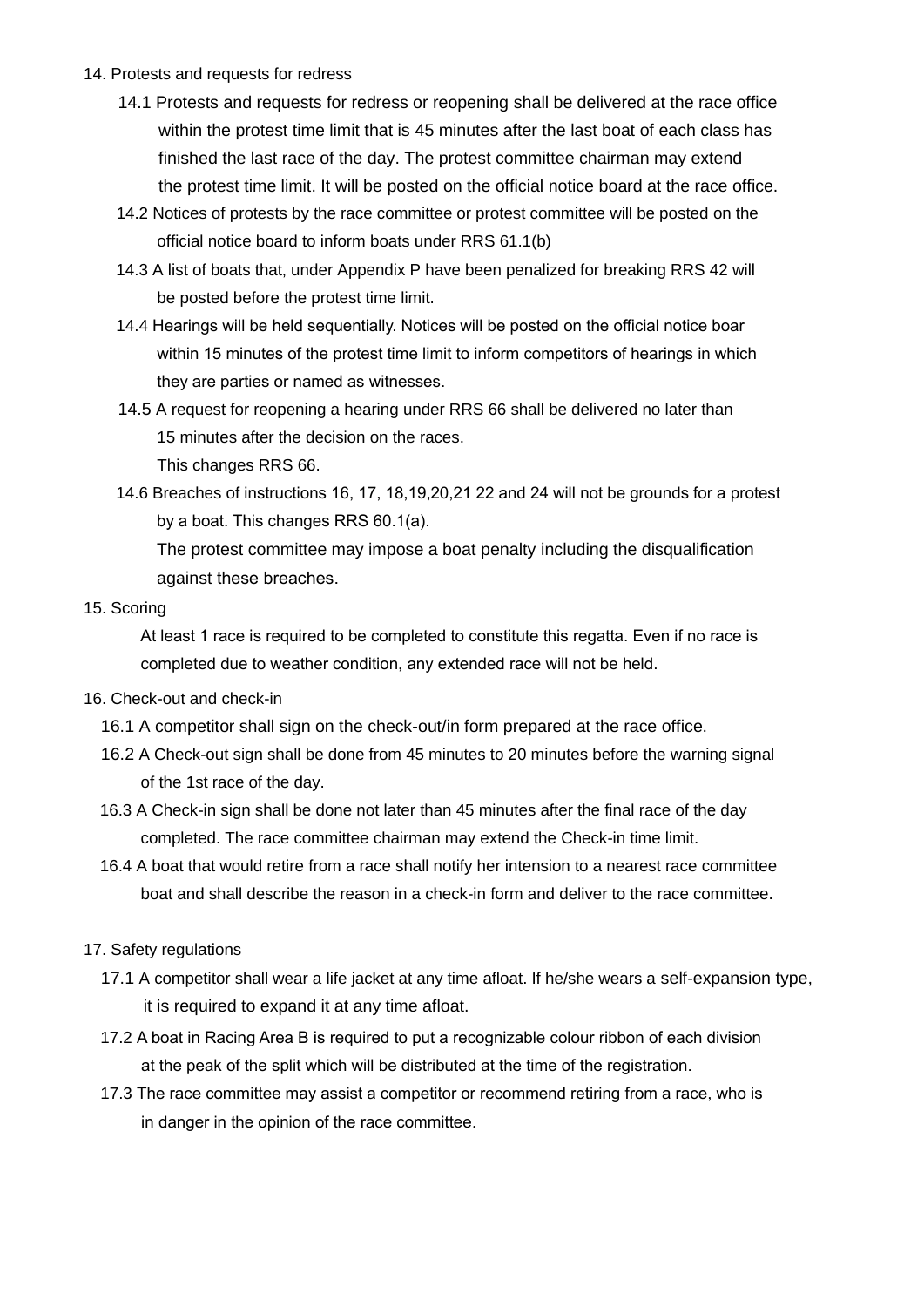## 14. Protests and requests for redress

14.1 Protests and requests for redress or reopening shall be delivered at the race office within the protest time limit that is 45 minutes after the last boat of each class has finished the last race of the day. The protest committee chairman may extend the protest time limit. It will be posted on the official notice board at the race office.

14.2 Notices of protests by the race committee or protest committee will be posted on the official notice board to inform boats under RRS 61.1(b)

14.3 A list of boats that, under Appendix P have been penalized for breaking RRS 42 will be posted before the protest time limit.

14.4 Hearings will be held sequentially. Notices will be posted on the official notice boar within 15 minutes of the protest time limit to inform competitors of hearings in which they are parties or named as witnesses.

14.5 A request for reopening a hearing under RRS 66 shall be delivered no later than 15 minutes after the decision on the races.
This changes RRS 66.

14.6 Breaches of instructions 16, 17, 18,19,20,21 22 and 24 will not be grounds for a protest by a boat. This changes RRS 60.1(a).
The protest committee may impose a boat penalty including the disqualification against these breaches.

## 15. Scoring

At least 1 race is required to be completed to constitute this regatta. Even if no race is completed due to weather condition, any extended race will not be held.

## 16. Check-out and check-in

16.1 A competitor shall sign on the check-out/in form prepared at the race office.

16.2 A Check-out sign shall be done from 45 minutes to 20 minutes before the warning signal of the 1st race of the day.

16.3 A Check-in sign shall be done not later than 45 minutes after the final race of the day completed. The race committee chairman may extend the Check-in time limit.

16.4 A boat that would retire from a race shall notify her intension to a nearest race committee boat and shall describe the reason in a check-in form and deliver to the race committee.

## 17. Safety regulations

17.1 A competitor shall wear a life jacket at any time afloat. If he/she wears a self-expansion type, it is required to expand it at any time afloat.

17.2 A boat in Racing Area B is required to put a recognizable colour ribbon of each division at the peak of the split which will be distributed at the time of the registration.

17.3 The race committee may assist a competitor or recommend retiring from a race, who is in danger in the opinion of the race committee.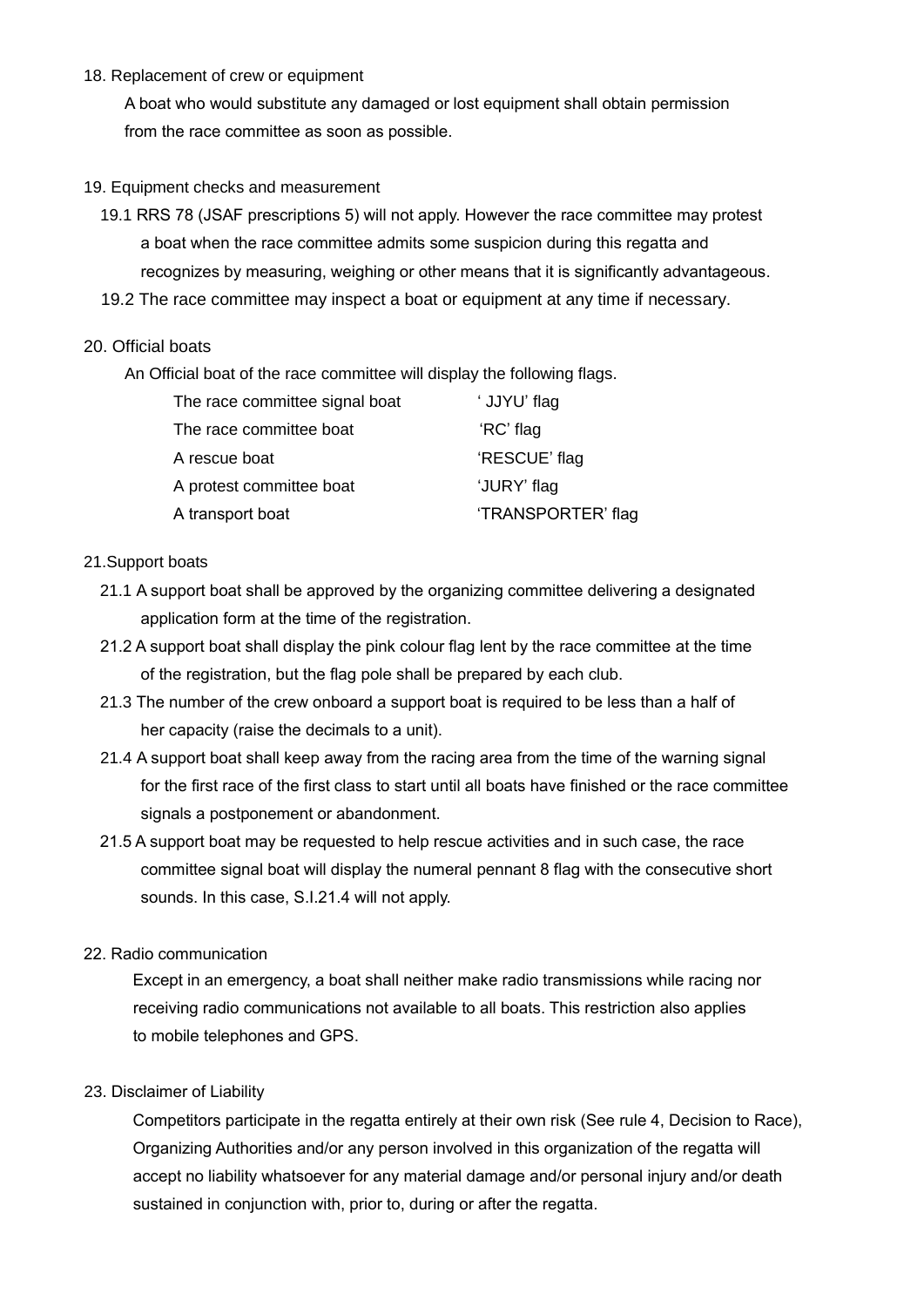18. Replacement of crew or equipment

A boat who would substitute any damaged or lost equipment shall obtain permission from the race committee as soon as possible.

19. Equipment checks and measurement

19.1 RRS 78 (JSAF prescriptions 5) will not apply. However the race committee may protest a boat when the race committee admits some suspicion during this regatta and recognizes by measuring, weighing or other means that it is significantly advantageous.

19.2 The race committee may inspect a boat or equipment at any time if necessary.

20. Official boats

An Official boat of the race committee will display the following flags.

| | |
|---|---|
| The race committee signal boat | ' JJYU' flag |
| The race committee boat | 'RC' flag |
| A rescue boat | 'RESCUE' flag |
| A protest committee boat | 'JURY' flag |
| A transport boat | 'TRANSPORTER' flag |

21.Support boats

21.1 A support boat shall be approved by the organizing committee delivering a designated application form at the time of the registration.

21.2 A support boat shall display the pink colour flag lent by the race committee at the time of the registration, but the flag pole shall be prepared by each club.

21.3 The number of the crew onboard a support boat is required to be less than a half of her capacity (raise the decimals to a unit).

21.4 A support boat shall keep away from the racing area from the time of the warning signal for the first race of the first class to start until all boats have finished or the race committee signals a postponement or abandonment.

21.5 A support boat may be requested to help rescue activities and in such case, the race committee signal boat will display the numeral pennant 8 flag with the consecutive short sounds. In this case, S.I.21.4 will not apply.

22. Radio communication

Except in an emergency, a boat shall neither make radio transmissions while racing nor receiving radio communications not available to all boats. This restriction also applies to mobile telephones and GPS.

23. Disclaimer of Liability

Competitors participate in the regatta entirely at their own risk (See rule 4, Decision to Race), Organizing Authorities and/or any person involved in this organization of the regatta will accept no liability whatsoever for any material damage and/or personal injury and/or death sustained in conjunction with, prior to, during or after the regatta.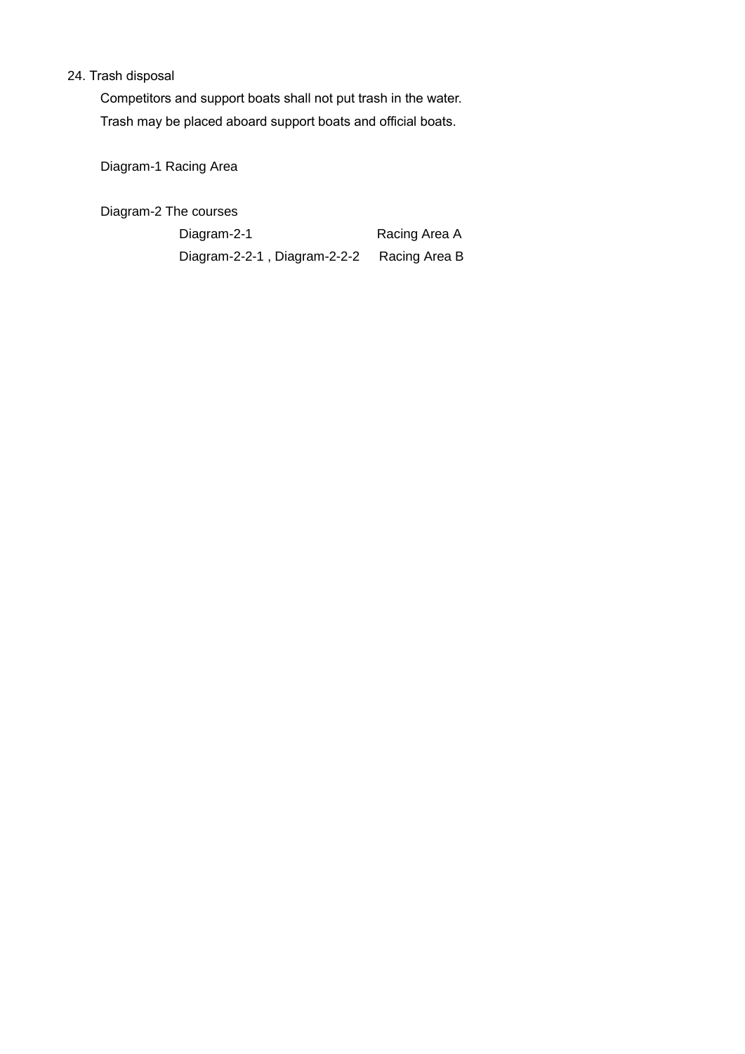24. Trash disposal

Competitors and support boats shall not put trash in the water.
Trash may be placed aboard support boats and official boats.

Diagram-1 Racing Area

Diagram-2 The courses

| | |
|---|---|
| Diagram-2-1 | Racing Area A |
| Diagram-2-2-1 , Diagram-2-2-2 | Racing Area B |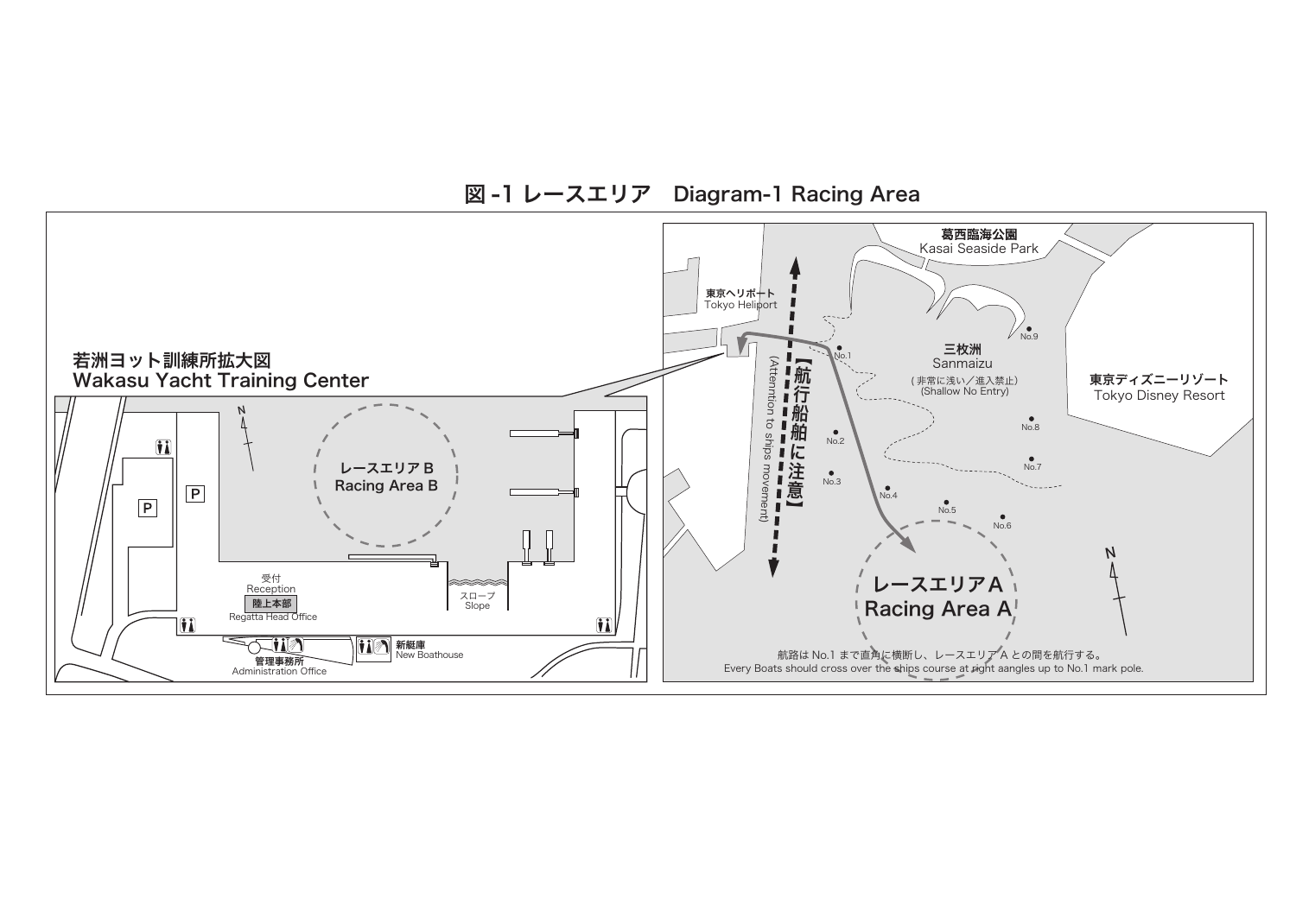# 図 -1 レースエリア　Diagram-1 Racing Area

若洲ヨット訓練所拡大図
Wakasu Yacht Training Center

レースエリア B
Racing Area B

受付
Reception

陸上本部
Regatta Head Office

スロープ
Slope

管理事務所
Administration Office

新艇庫
New Boathouse

葛西臨海公園
Kasai Seaside Park

東京ヘリポート
Tokyo Heliport

三枚洲
Sanmaizu

（非常に浅い／進入禁止）
(Shallow No Entry)

東京ディズニーリゾート
Tokyo Disney Resort

【航行船舶に注意】
(Attenntion to ships movement)

No.1　No.2　No.3　No.4　No.5　No.6　No.7　No.8　No.9

レースエリア A
Racing Area A

航路は No.1 まで直角に横断し、レースエリア A との間を航行する。
Every Boats should cross over the ships course at right aangles up to No.1 mark pole.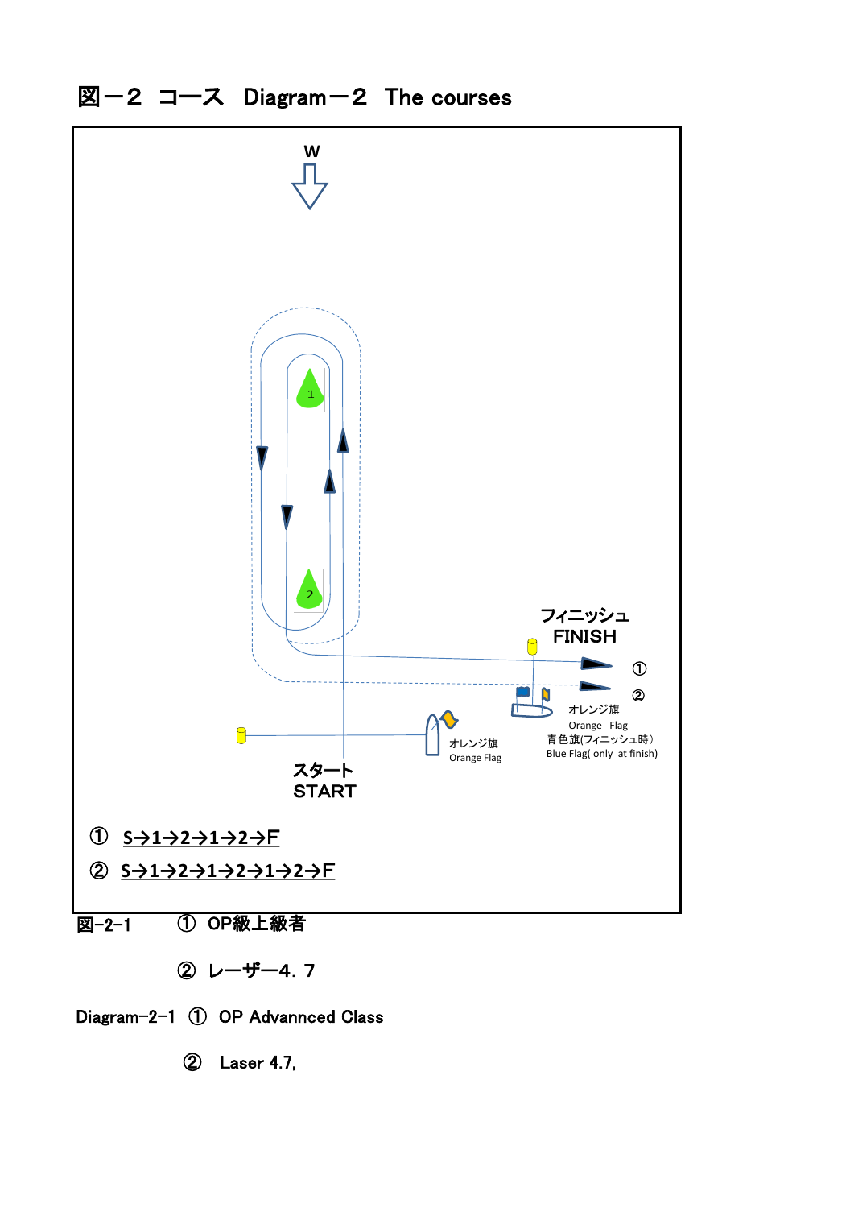# 図－２ コース Diagram－２ The courses

W

フィニッシュ
FINISH

①

②

オレンジ旗
Orange Flag
青色旗(フィニッシュ時）
Blue Flag( only at finish)

オレンジ旗
Orange Flag

スタート
START

① S→1→2→1→2→F

② S→1→2→1→2→1→2→F

図−2−1 ① OP級上級者

② レーザー4．7

Diagram−2−1 ① OP Advannced Class

② Laser 4.7,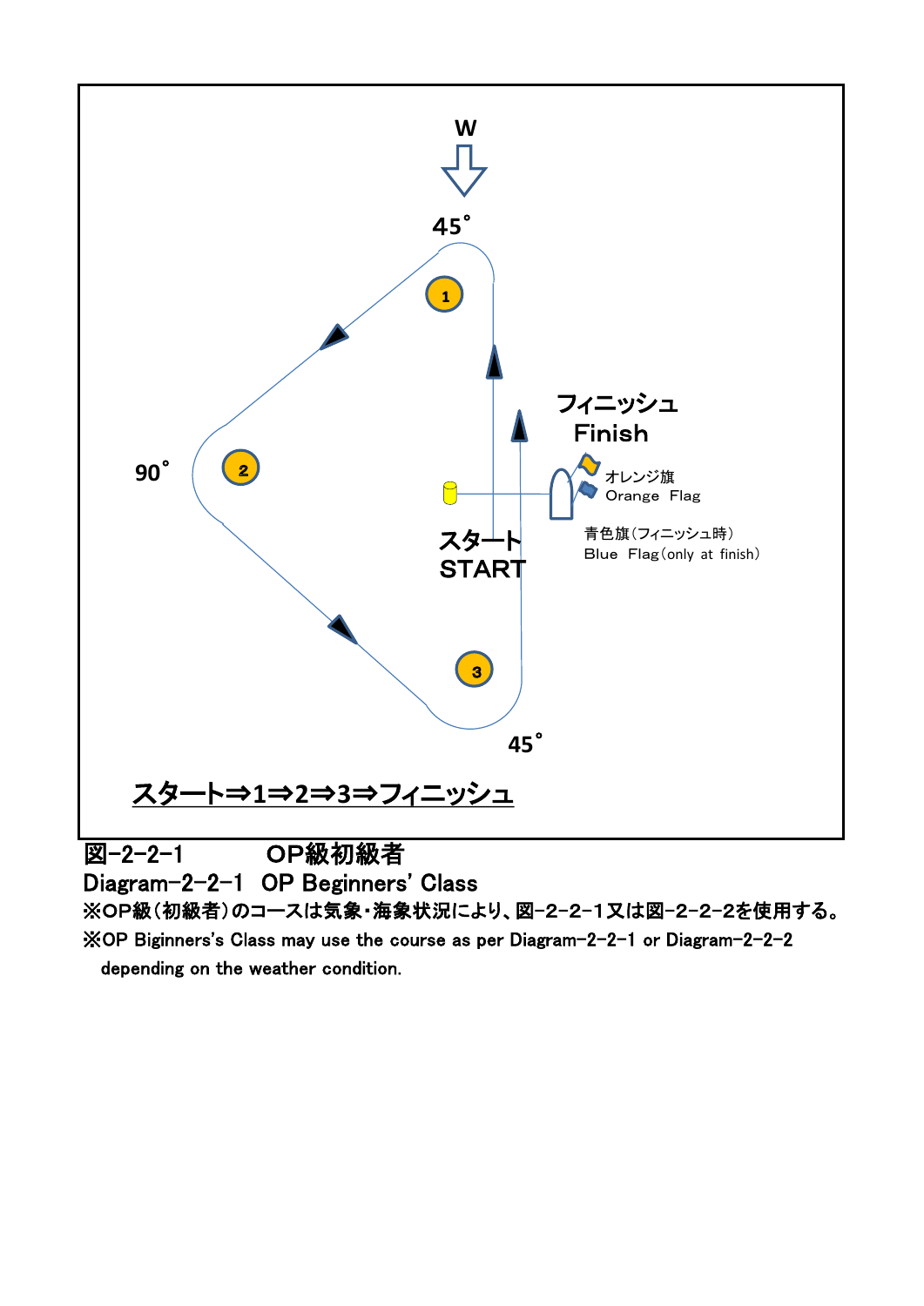W

45°

90°

45°

フィニッシュ
Finish

オレンジ旗
Orange Flag

青色旗（フィニッシュ時）
Blue Flag（only at finish）

スタート
START

<u>スタート⇒1⇒2⇒3⇒フィニッシュ</u>

図-2-2-1　　　OP級初級者
Diagram-2-2-1　OP Beginners' Class

※OP級（初級者）のコースは気象・海象状況により、図-2-2-1又は図-2-2-2を使用する。

※OP Biginners's Class may use the course as per Diagram-2-2-1 or Diagram-2-2-2 depending on the weather condition.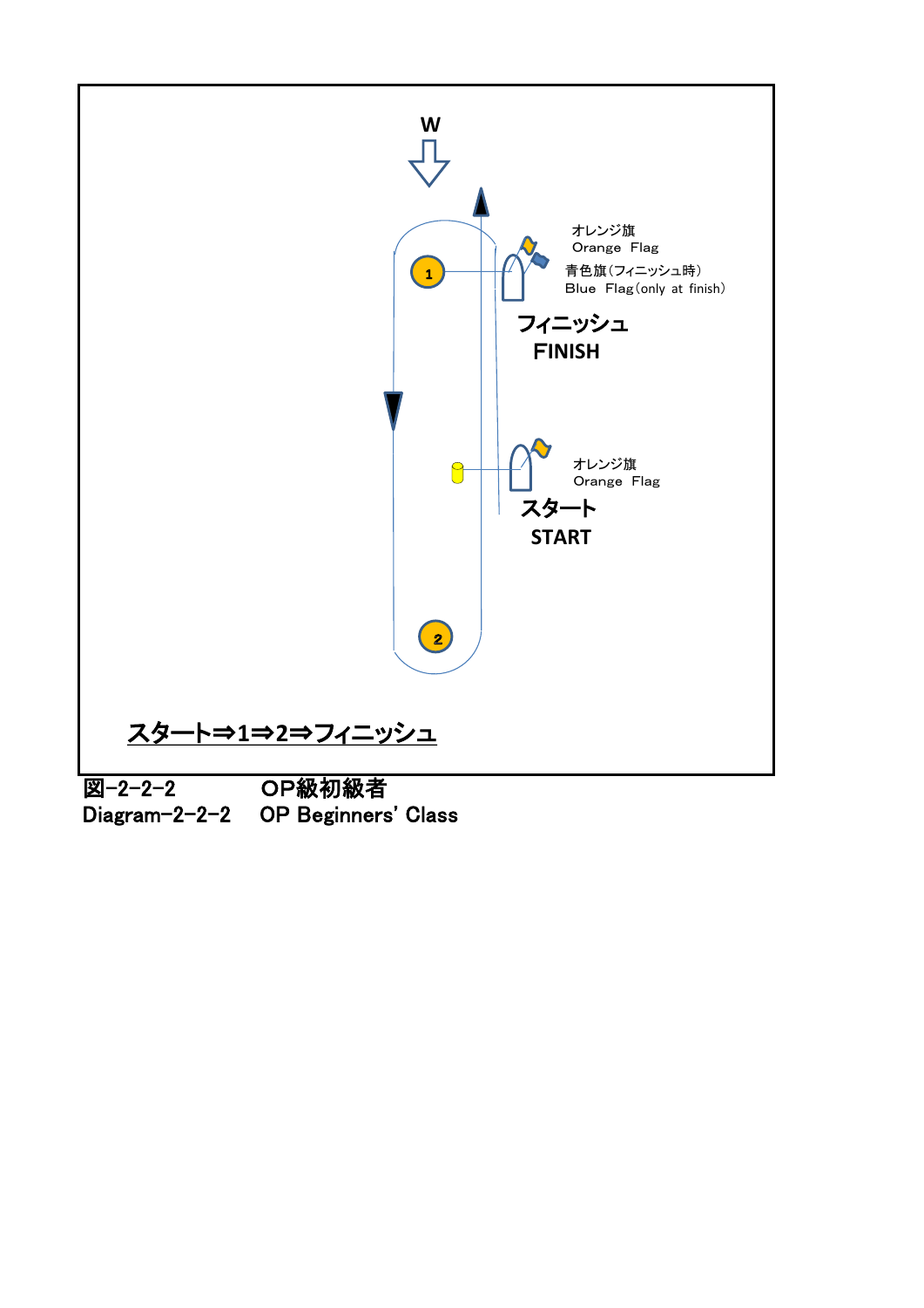W

オレンジ旗
Orange Flag
青色旗（フィニッシュ時）
Blue Flag（only at finish）

1

フィニッシュ
FINISH

オレンジ旗
Orange Flag

スタート
START

2

スタート⇒1⇒2⇒フィニッシュ

図-2-2-2　　OP級初級者
Diagram-2-2-2　OP Beginners' Class